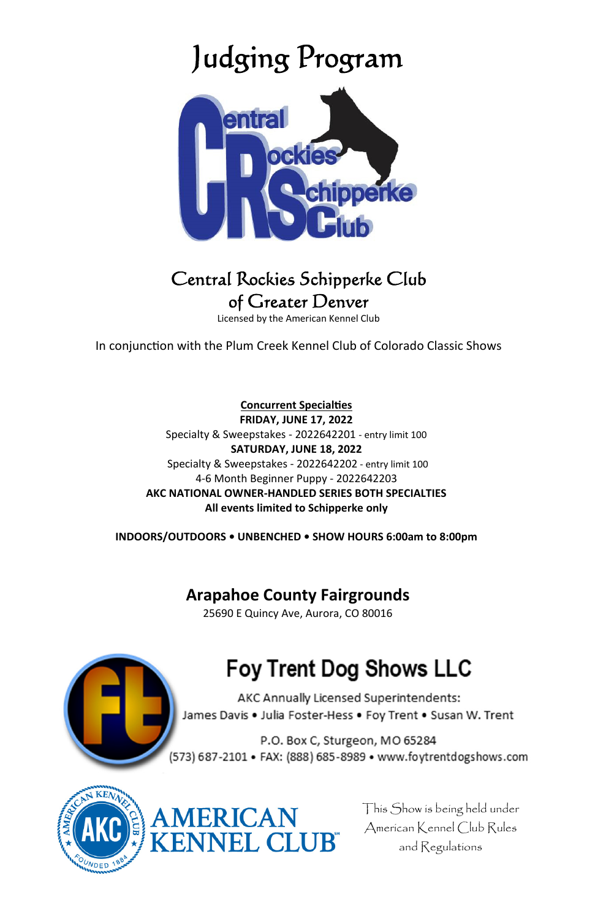# Judging Program

## Central Rockies Schipperke Club of Greater Denver

Licensed by the American Kennel Club

In conjunction with the Plum Creek Kennel Club of Colorado Classic Shows

**Concurrent Specialties**

**FRIDAY, JUNE 17, 2022**

Specialty & Sweepstakes - 2022642201 - entry limit 100

**SATURDAY, JUNE 18, 2022**

Specialty & Sweepstakes - 2022642202 - entry limit 100

4-6 Month Beginner Puppy - 2022642203

**AKC NATIONAL OWNER-HANDLED SERIES BOTH SPECIALTIES**

**All events limited to Schipperke only**

**INDOORS/OUTDOORS • UNBENCHED • SHOW HOURS 6:00am to 8:00pm**

## Arapahoe County Fairgrounds

25690 E Quincy Ave, Aurora, CO 80016

## Foy Trent Dog Shows LLC

AKC Annually Licensed Superintendents:
James Davis • Julia Foster-Hess • Foy Trent • Susan W. Trent

P.O. Box C, Sturgeon, MO 65284
(573) 687-2101 • FAX: (888) 685-8989 • www.foytrentdogshows.com

AMERICAN KENNEL CLUB

This Show is being held under American Kennel Club Rules and Regulations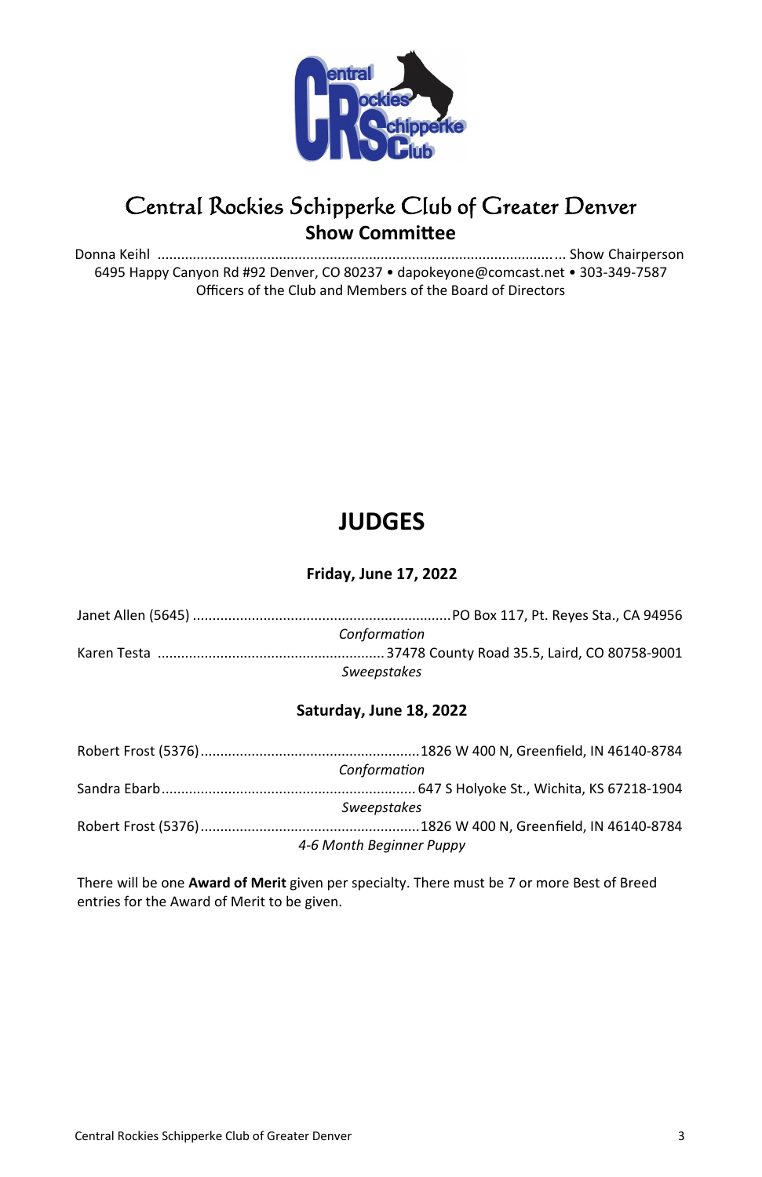# Central Rockies Schipperke Club of Greater Denver

## Show Committee

Donna Keihl ............................................................................................... Show Chairperson
6495 Happy Canyon Rd #92 Denver, CO 80237 • dapokeyone@comcast.net • 303-349-7587
Officers of the Club and Members of the Board of Directors

## JUDGES

### Friday, June 17, 2022

Janet Allen (5645) ................................................................PO Box 117, Pt. Reyes Sta., CA 94956
*Conformation*

Karen Testa ........................................................37478 County Road 35.5, Laird, CO 80758-9001
*Sweepstakes*

### Saturday, June 18, 2022

Robert Frost (5376).......................................................1826 W 400 N, Greenfield, IN 46140-8784
*Conformation*

Sandra Ebarb................................................................. 647 S Holyoke St., Wichita, KS 67218-1904
*Sweepstakes*

Robert Frost (5376).......................................................1826 W 400 N, Greenfield, IN 46140-8784
*4-6 Month Beginner Puppy*

There will be one **Award of Merit** given per specialty. There must be 7 or more Best of Breed entries for the Award of Merit to be given.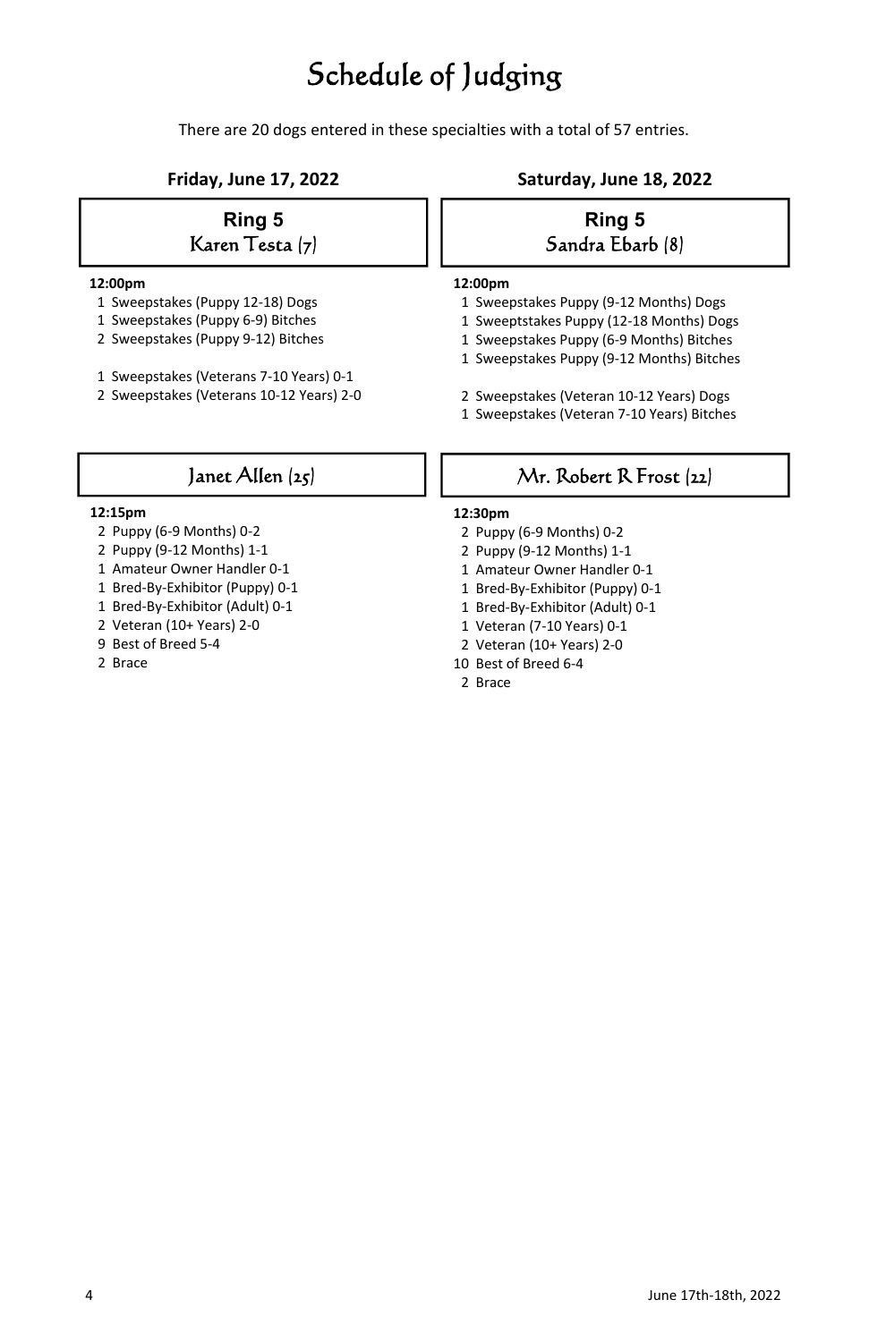# Schedule of Judging

There are 20 dogs entered in these specialties with a total of 57 entries.

## Friday, June 17, 2022

### Ring 5
### Karen Testa (7)

**12:00pm**

1 Sweepstakes (Puppy 12-18) Dogs
1 Sweepstakes (Puppy 6-9) Bitches
2 Sweepstakes (Puppy 9-12) Bitches

1 Sweepstakes (Veterans 7-10 Years) 0-1
2 Sweepstakes (Veterans 10-12 Years) 2-0

### Janet Allen (25)

**12:15pm**

2 Puppy (6-9 Months) 0-2
2 Puppy (9-12 Months) 1-1
1 Amateur Owner Handler 0-1
1 Bred-By-Exhibitor (Puppy) 0-1
1 Bred-By-Exhibitor (Adult) 0-1
2 Veteran (10+ Years) 2-0
9 Best of Breed 5-4
2 Brace

## Saturday, June 18, 2022

### Ring 5
### Sandra Ebarb (8)

**12:00pm**

1 Sweepstakes Puppy (9-12 Months) Dogs
1 Sweeptstakes Puppy (12-18 Months) Dogs
1 Sweepstakes Puppy (6-9 Months) Bitches
1 Sweepstakes Puppy (9-12 Months) Bitches

2 Sweepstakes (Veteran 10-12 Years) Dogs
1 Sweepstakes (Veteran 7-10 Years) Bitches

### Mr. Robert R Frost (22)

**12:30pm**

2 Puppy (6-9 Months) 0-2
2 Puppy (9-12 Months) 1-1
1 Amateur Owner Handler 0-1
1 Bred-By-Exhibitor (Puppy) 0-1
1 Bred-By-Exhibitor (Adult) 0-1
1 Veteran (7-10 Years) 0-1
2 Veteran (10+ Years) 2-0
10 Best of Breed 6-4
2 Brace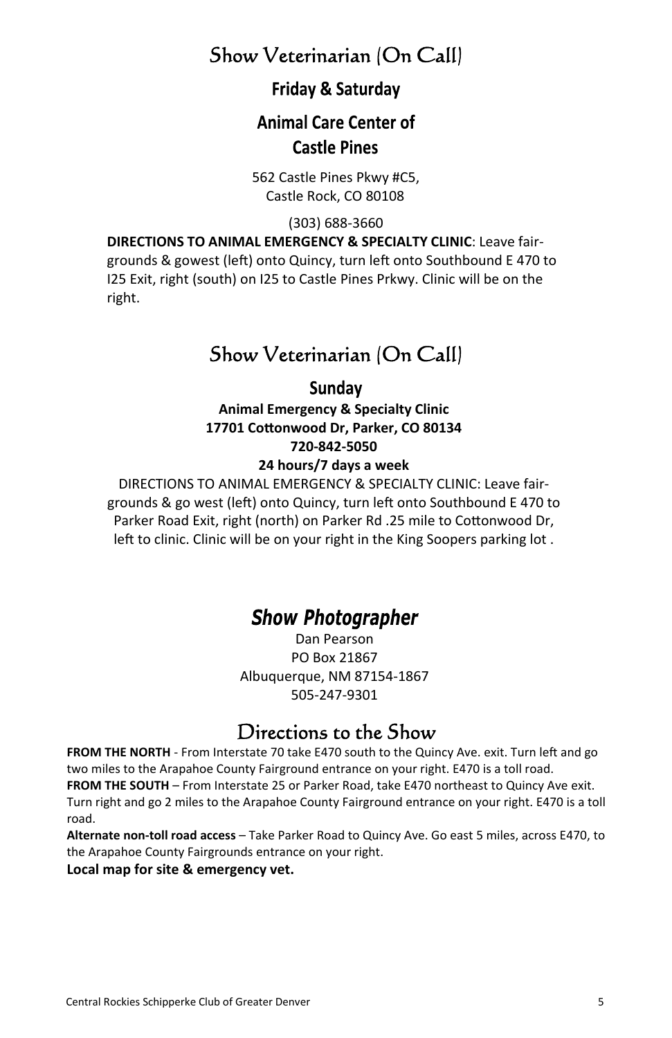# Show Veterinarian (On Call)

## Friday & Saturday

## Animal Care Center of Castle Pines

562 Castle Pines Pkwy #C5,
Castle Rock, CO 80108

(303) 688-3660

**DIRECTIONS TO ANIMAL EMERGENCY & SPECIALTY CLINIC**: Leave fair-grounds & gowest (left) onto Quincy, turn left onto Southbound E 470 to I25 Exit, right (south) on I25 to Castle Pines Prkwy. Clinic will be on the right.

# Show Veterinarian (On Call)

## Sunday

**Animal Emergency & Specialty Clinic**
**17701 Cottonwood Dr, Parker, CO 80134**
**720-842-5050**
**24 hours/7 days a week**

DIRECTIONS TO ANIMAL EMERGENCY & SPECIALTY CLINIC: Leave fair-grounds & go west (left) onto Quincy, turn left onto Southbound E 470 to Parker Road Exit, right (north) on Parker Rd .25 mile to Cottonwood Dr, left to clinic. Clinic will be on your right in the King Soopers parking lot .

## *Show Photographer*

Dan Pearson
PO Box 21867
Albuquerque, NM 87154-1867
505-247-9301

# Directions to the Show

**FROM THE NORTH** - From Interstate 70 take E470 south to the Quincy Ave. exit. Turn left and go two miles to the Arapahoe County Fairground entrance on your right. E470 is a toll road.
**FROM THE SOUTH** – From Interstate 25 or Parker Road, take E470 northeast to Quincy Ave exit. Turn right and go 2 miles to the Arapahoe County Fairground entrance on your right. E470 is a toll road.
**Alternate non-toll road access** – Take Parker Road to Quincy Ave. Go east 5 miles, across E470, to the Arapahoe County Fairgrounds entrance on your right.
**Local map for site & emergency vet.**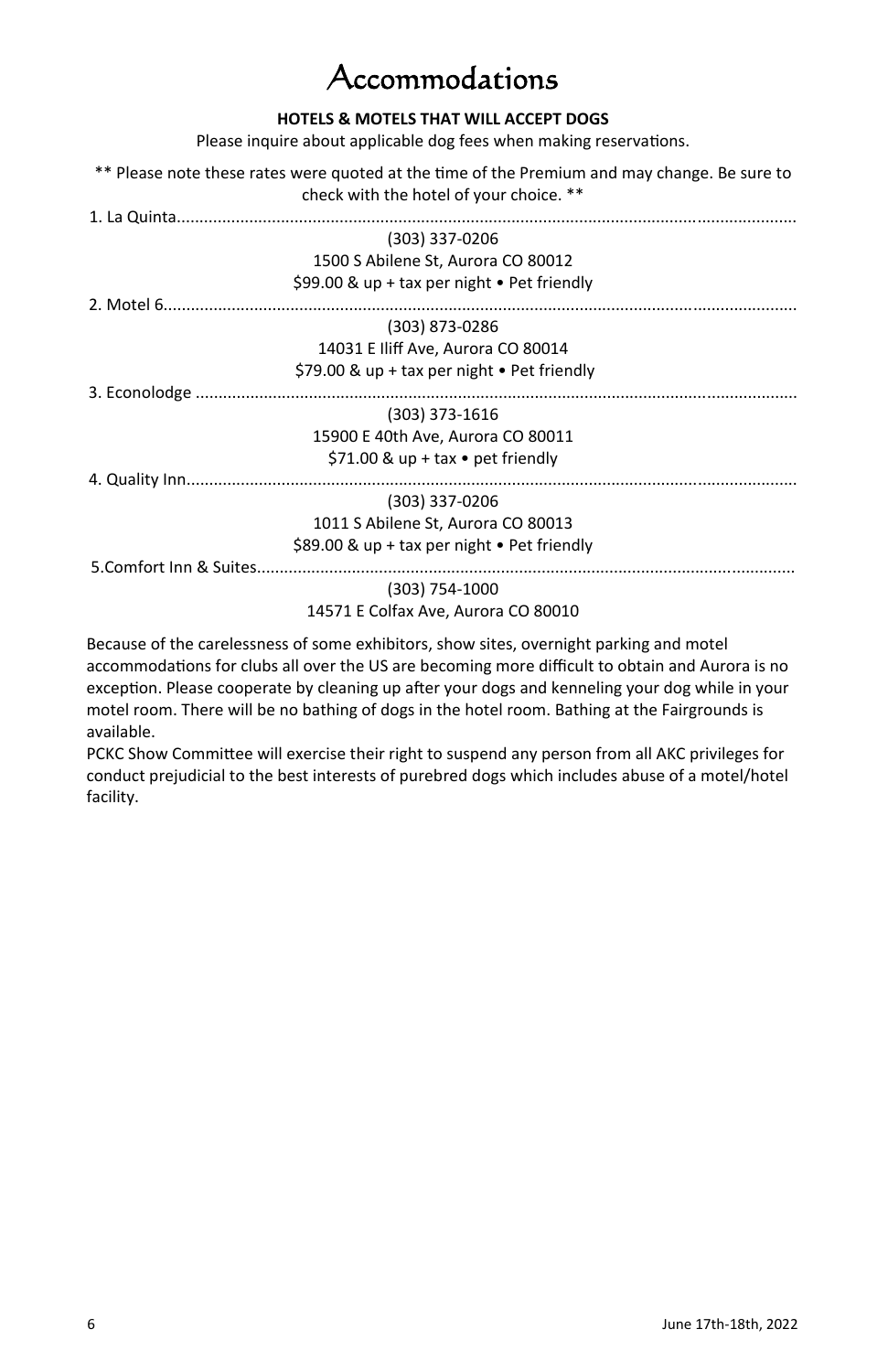# Accommodations

**HOTELS & MOTELS THAT WILL ACCEPT DOGS**

Please inquire about applicable dog fees when making reservations.

** Please note these rates were quoted at the time of the Premium and may change. Be sure to check with the hotel of your choice. **

1. La Quinta........................................................................................................................................

   (303) 337-0206
   1500 S Abilene St, Aurora CO 80012
   $99.00 & up + tax per night • Pet friendly

2. Motel 6...........................................................................................................................................

   (303) 873-0286
   14031 E Iliff Ave, Aurora CO 80014
   $79.00 & up + tax per night • Pet friendly

3. Econolodge ....................................................................................................................................

   (303) 373-1616
   15900 E 40th Ave, Aurora CO 80011
   $71.00 & up + tax • pet friendly

4. Quality Inn......................................................................................................................................

   (303) 337-0206
   1011 S Abilene St, Aurora CO 80013
   $89.00 & up + tax per night • Pet friendly

5. Comfort Inn & Suites......................................................................................................................

   (303) 754-1000
   14571 E Colfax Ave, Aurora CO 80010

Because of the carelessness of some exhibitors, show sites, overnight parking and motel accommodations for clubs all over the US are becoming more difficult to obtain and Aurora is no exception. Please cooperate by cleaning up after your dogs and kenneling your dog while in your motel room. There will be no bathing of dogs in the hotel room. Bathing at the Fairgrounds is available.

PCKC Show Committee will exercise their right to suspend any person from all AKC privileges for conduct prejudicial to the best interests of purebred dogs which includes abuse of a motel/hotel facility.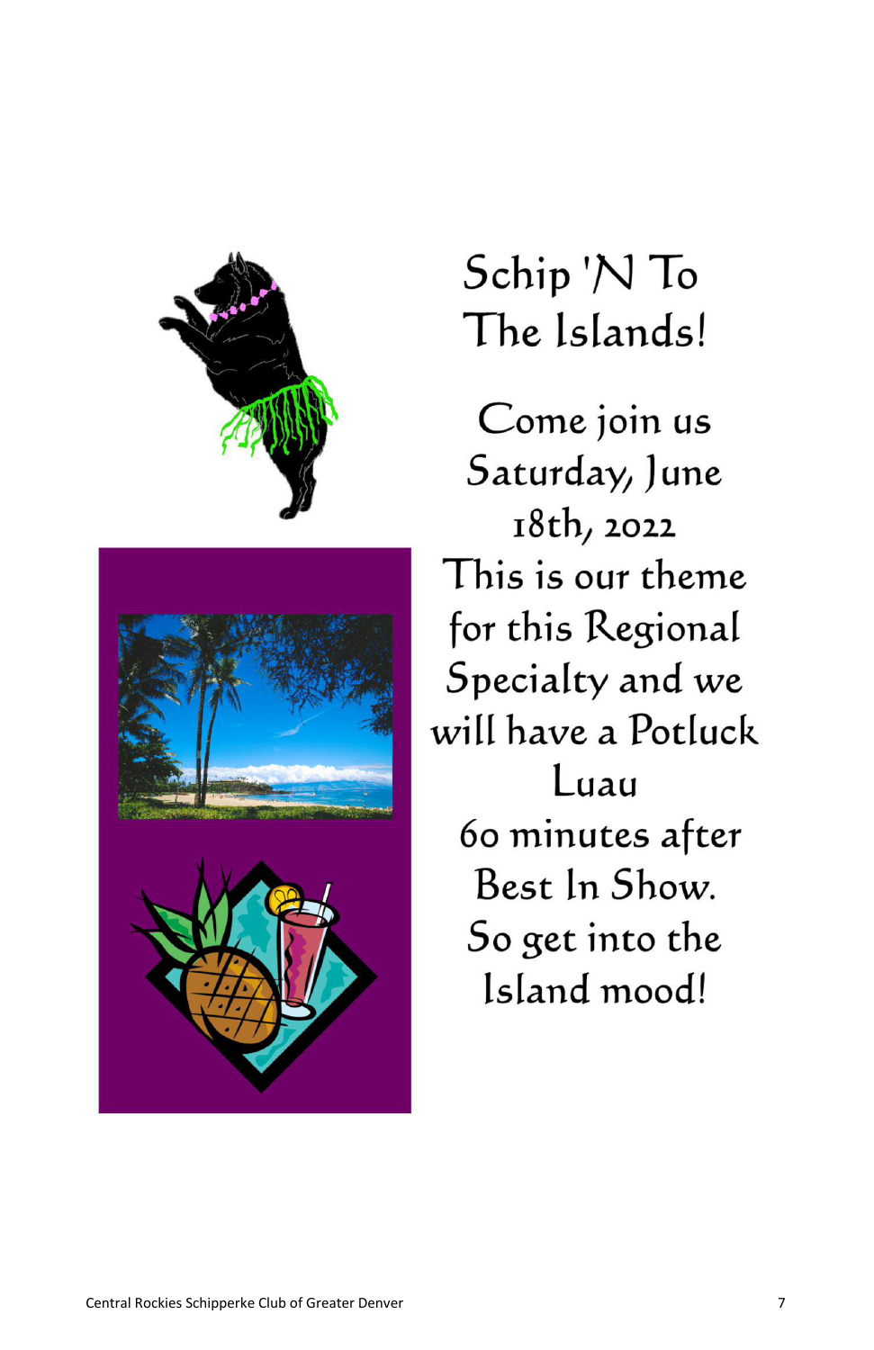# Schip 'N To The Islands!

Come join us Saturday, June 18th, 2022

This is our theme for this Regional Specialty and we will have a Potluck Luau 60 minutes after Best In Show.

So get into the Island mood!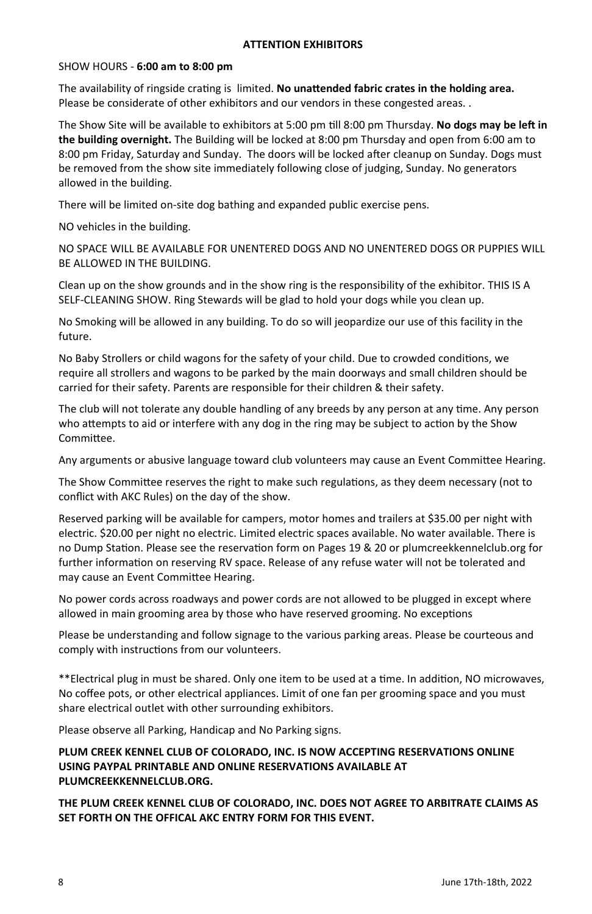## ATTENTION EXHIBITORS

SHOW HOURS - **6:00 am to 8:00 pm**

The availability of ringside crating is limited. **No unattended fabric crates in the holding area.** Please be considerate of other exhibitors and our vendors in these congested areas. .

The Show Site will be available to exhibitors at 5:00 pm till 8:00 pm Thursday. **No dogs may be left in the building overnight.** The Building will be locked at 8:00 pm Thursday and open from 6:00 am to 8:00 pm Friday, Saturday and Sunday. The doors will be locked after cleanup on Sunday. Dogs must be removed from the show site immediately following close of judging, Sunday. No generators allowed in the building.

There will be limited on-site dog bathing and expanded public exercise pens.

NO vehicles in the building.

NO SPACE WILL BE AVAILABLE FOR UNENTERED DOGS AND NO UNENTERED DOGS OR PUPPIES WILL BE ALLOWED IN THE BUILDING.

Clean up on the show grounds and in the show ring is the responsibility of the exhibitor. THIS IS A SELF-CLEANING SHOW. Ring Stewards will be glad to hold your dogs while you clean up.

No Smoking will be allowed in any building. To do so will jeopardize our use of this facility in the future.

No Baby Strollers or child wagons for the safety of your child. Due to crowded conditions, we require all strollers and wagons to be parked by the main doorways and small children should be carried for their safety. Parents are responsible for their children & their safety.

The club will not tolerate any double handling of any breeds by any person at any time. Any person who attempts to aid or interfere with any dog in the ring may be subject to action by the Show Committee.

Any arguments or abusive language toward club volunteers may cause an Event Committee Hearing.

The Show Committee reserves the right to make such regulations, as they deem necessary (not to conflict with AKC Rules) on the day of the show.

Reserved parking will be available for campers, motor homes and trailers at $35.00 per night with electric. $20.00 per night no electric. Limited electric spaces available. No water available. There is no Dump Station. Please see the reservation form on Pages 19 & 20 or plumcreekkennelclub.org for further information on reserving RV space. Release of any refuse water will not be tolerated and may cause an Event Committee Hearing.

No power cords across roadways and power cords are not allowed to be plugged in except where allowed in main grooming area by those who have reserved grooming. No exceptions

Please be understanding and follow signage to the various parking areas. Please be courteous and comply with instructions from our volunteers.

**Electrical plug in must be shared. Only one item to be used at a time. In addition, NO microwaves, No coffee pots, or other electrical appliances. Limit of one fan per grooming space and you must share electrical outlet with other surrounding exhibitors.

Please observe all Parking, Handicap and No Parking signs.

**PLUM CREEK KENNEL CLUB OF COLORADO, INC. IS NOW ACCEPTING RESERVATIONS ONLINE USING PAYPAL PRINTABLE AND ONLINE RESERVATIONS AVAILABLE AT PLUMCREEKKENNELCLUB.ORG.**

**THE PLUM CREEK KENNEL CLUB OF COLORADO, INC. DOES NOT AGREE TO ARBITRATE CLAIMS AS SET FORTH ON THE OFFICAL AKC ENTRY FORM FOR THIS EVENT.**